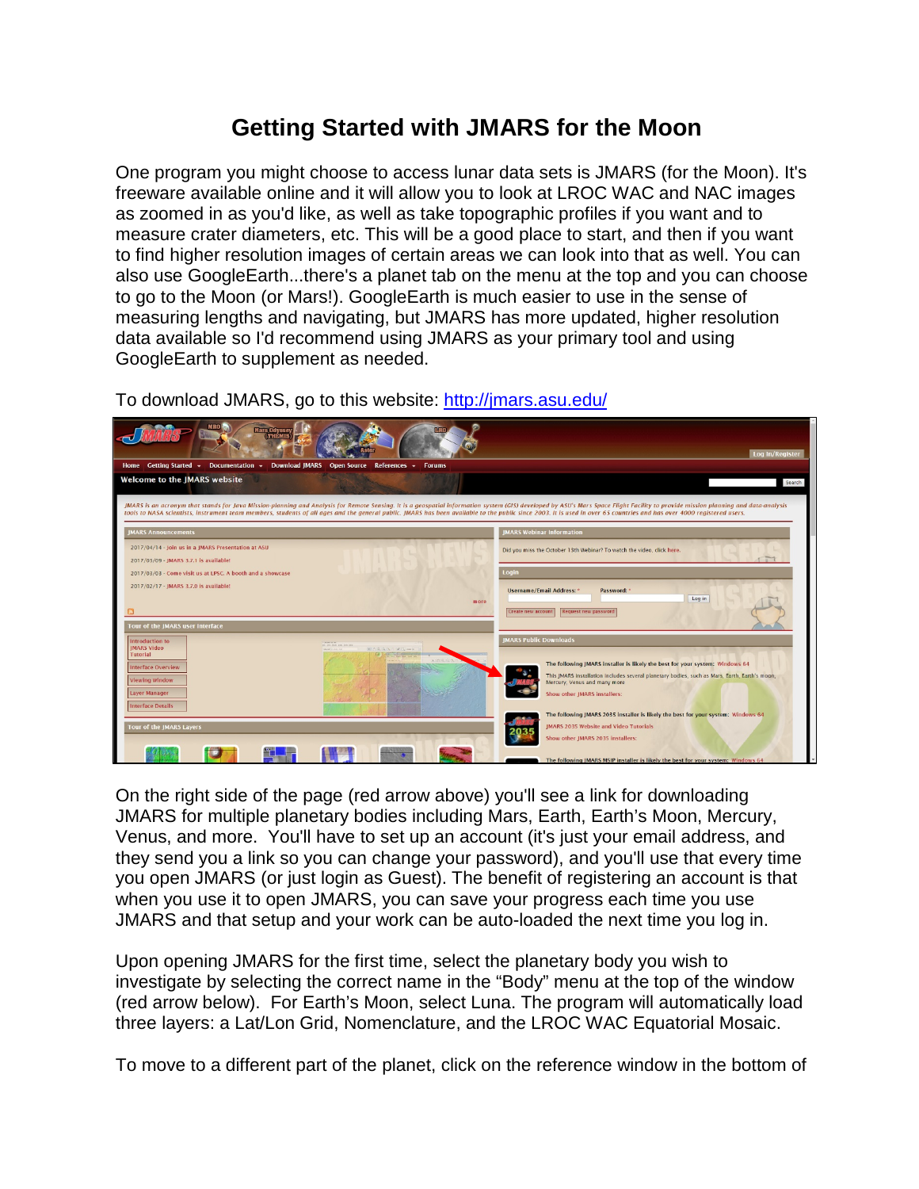# Getting Started with JMARS for the Moon

One program you might choose to access lunar data sets is JMARS (for the Moon). It's freeware available online and it will allow you to look at LROC WAC and NAC images as zoomed in as you'd like, as well as take topographic profiles if you want and to measure crater diameters, etc. This will be a good place to start, and then if you want to find higher resolution images of certain areas we can look into that as well. You can also use GoogleEarth...there's a planet tab on the menu at the top and you can choose to go to the Moon (or Mars!). GoogleEarth is much easier to use in the sense of measuring lengths and navigating, but JMARS has more updated, higher resolution data available so I'd recommend using JMARS as your primary tool and using GoogleEarth to supplement as needed.

To download JMARS, go to this website: [http://jmars.asu.edu/](http://jmars.asu.edu/)

On the right side of the page (red arrow above) you'll see a link for downloading JMARS for multiple planetary bodies including Mars, Earth, Earth's Moon, Mercury, Venus, and more. You'll have to set up an account (it's just your email address, and they send you a link so you can change your password), and you'll use that every time you open JMARS (or just login as Guest). The benefit of registering an account is that when you use it to open JMARS, you can save your progress each time you use JMARS and that setup and your work can be auto-loaded the next time you log in.

Upon opening JMARS for the first time, select the planetary body you wish to investigate by selecting the correct name in the "Body" menu at the top of the window (red arrow below). For Earth's Moon, select Luna. The program will automatically load three layers: a Lat/Lon Grid, Nomenclature, and the LROC WAC Equatorial Mosaic.

To move to a different part of the planet, click on the reference window in the bottom of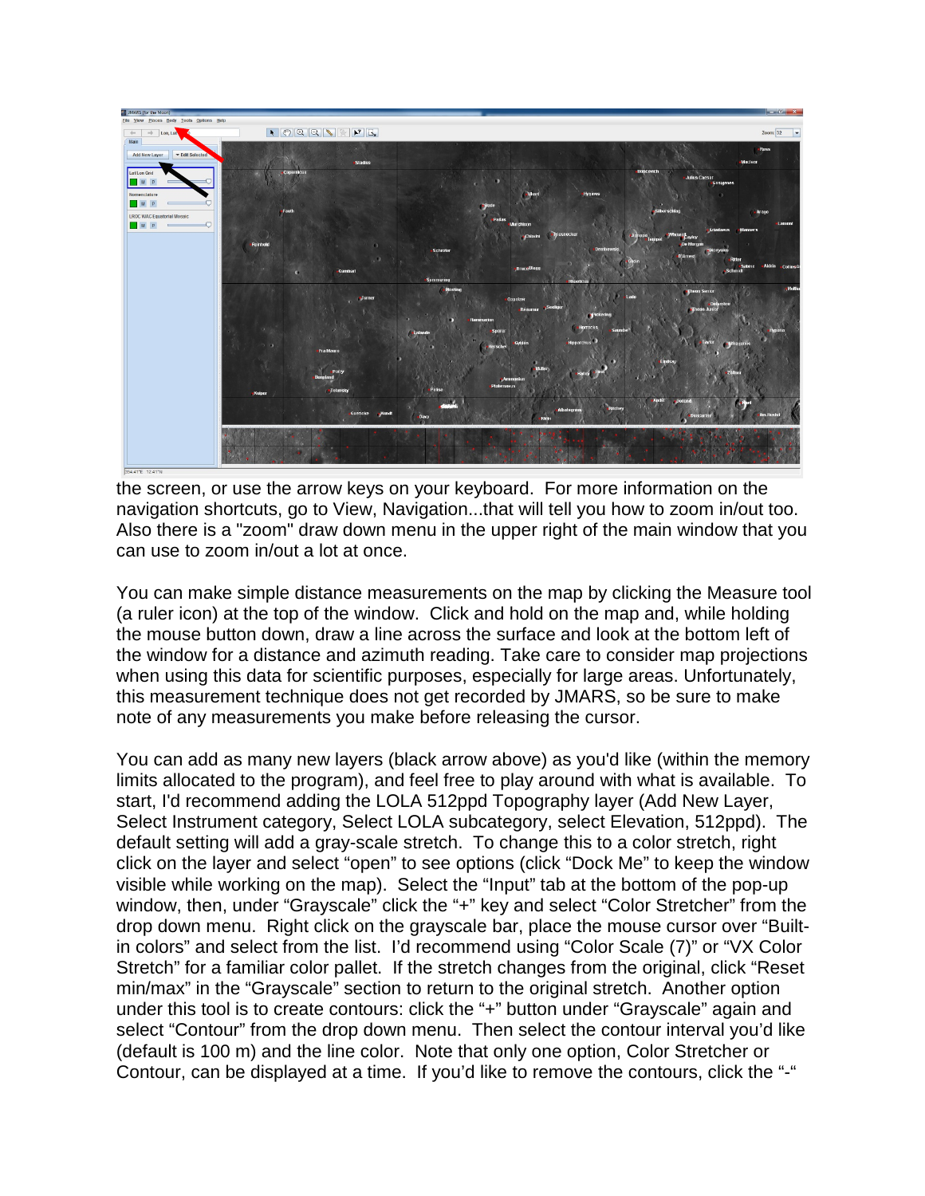the screen, or use the arrow keys on your keyboard. For more information on the navigation shortcuts, go to View, Navigation...that will tell you how to zoom in/out too. Also there is a "zoom" draw down menu in the upper right of the main window that you can use to zoom in/out a lot at once.

You can make simple distance measurements on the map by clicking the Measure tool (a ruler icon) at the top of the window. Click and hold on the map and, while holding the mouse button down, draw a line across the surface and look at the bottom left of the window for a distance and azimuth reading. Take care to consider map projections when using this data for scientific purposes, especially for large areas. Unfortunately, this measurement technique does not get recorded by JMARS, so be sure to make note of any measurements you make before releasing the cursor.

You can add as many new layers (black arrow above) as you'd like (within the memory limits allocated to the program), and feel free to play around with what is available. To start, I'd recommend adding the LOLA 512ppd Topography layer (Add New Layer, Select Instrument category, Select LOLA subcategory, select Elevation, 512ppd). The default setting will add a gray-scale stretch. To change this to a color stretch, right click on the layer and select "open" to see options (click "Dock Me" to keep the window visible while working on the map). Select the "Input" tab at the bottom of the pop-up window, then, under "Grayscale" click the "+" key and select "Color Stretcher" from the drop down menu. Right click on the grayscale bar, place the mouse cursor over "Built-in colors" and select from the list. I'd recommend using "Color Scale (7)" or "VX Color Stretch" for a familiar color pallet. If the stretch changes from the original, click "Reset min/max" in the "Grayscale" section to return to the original stretch. Another option under this tool is to create contours: click the "+" button under "Grayscale" again and select "Contour" from the drop down menu. Then select the contour interval you'd like (default is 100 m) and the line color. Note that only one option, Color Stretcher or Contour, can be displayed at a time. If you'd like to remove the contours, click the "-"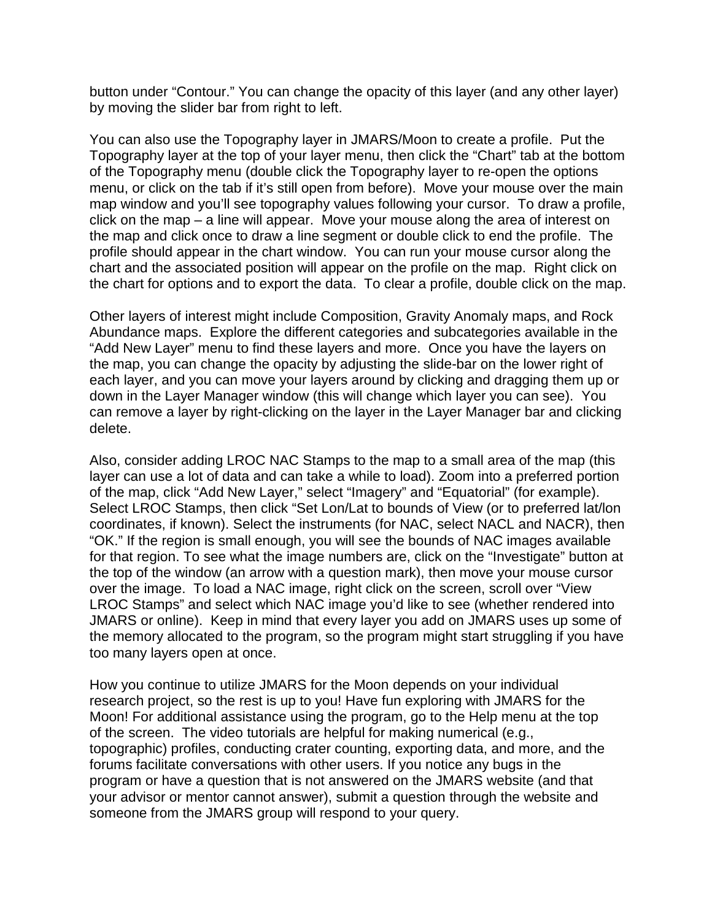button under “Contour.” You can change the opacity of this layer (and any other layer) by moving the slider bar from right to left.

You can also use the Topography layer in JMARS/Moon to create a profile. Put the Topography layer at the top of your layer menu, then click the “Chart” tab at the bottom of the Topography menu (double click the Topography layer to re-open the options menu, or click on the tab if it’s still open from before). Move your mouse over the main map window and you’ll see topography values following your cursor. To draw a profile, click on the map – a line will appear. Move your mouse along the area of interest on the map and click once to draw a line segment or double click to end the profile. The profile should appear in the chart window. You can run your mouse cursor along the chart and the associated position will appear on the profile on the map. Right click on the chart for options and to export the data. To clear a profile, double click on the map.

Other layers of interest might include Composition, Gravity Anomaly maps, and Rock Abundance maps. Explore the different categories and subcategories available in the “Add New Layer” menu to find these layers and more. Once you have the layers on the map, you can change the opacity by adjusting the slide-bar on the lower right of each layer, and you can move your layers around by clicking and dragging them up or down in the Layer Manager window (this will change which layer you can see). You can remove a layer by right-clicking on the layer in the Layer Manager bar and clicking delete.

Also, consider adding LROC NAC Stamps to the map to a small area of the map (this layer can use a lot of data and can take a while to load). Zoom into a preferred portion of the map, click “Add New Layer,” select “Imagery” and “Equatorial” (for example). Select LROC Stamps, then click “Set Lon/Lat to bounds of View (or to preferred lat/lon coordinates, if known). Select the instruments (for NAC, select NACL and NACR), then “OK.” If the region is small enough, you will see the bounds of NAC images available for that region. To see what the image numbers are, click on the “Investigate” button at the top of the window (an arrow with a question mark), then move your mouse cursor over the image. To load a NAC image, right click on the screen, scroll over “View LROC Stamps” and select which NAC image you’d like to see (whether rendered into JMARS or online). Keep in mind that every layer you add on JMARS uses up some of the memory allocated to the program, so the program might start struggling if you have too many layers open at once.

How you continue to utilize JMARS for the Moon depends on your individual research project, so the rest is up to you! Have fun exploring with JMARS for the Moon! For additional assistance using the program, go to the Help menu at the top of the screen. The video tutorials are helpful for making numerical (e.g., topographic) profiles, conducting crater counting, exporting data, and more, and the forums facilitate conversations with other users. If you notice any bugs in the program or have a question that is not answered on the JMARS website (and that your advisor or mentor cannot answer), submit a question through the website and someone from the JMARS group will respond to your query.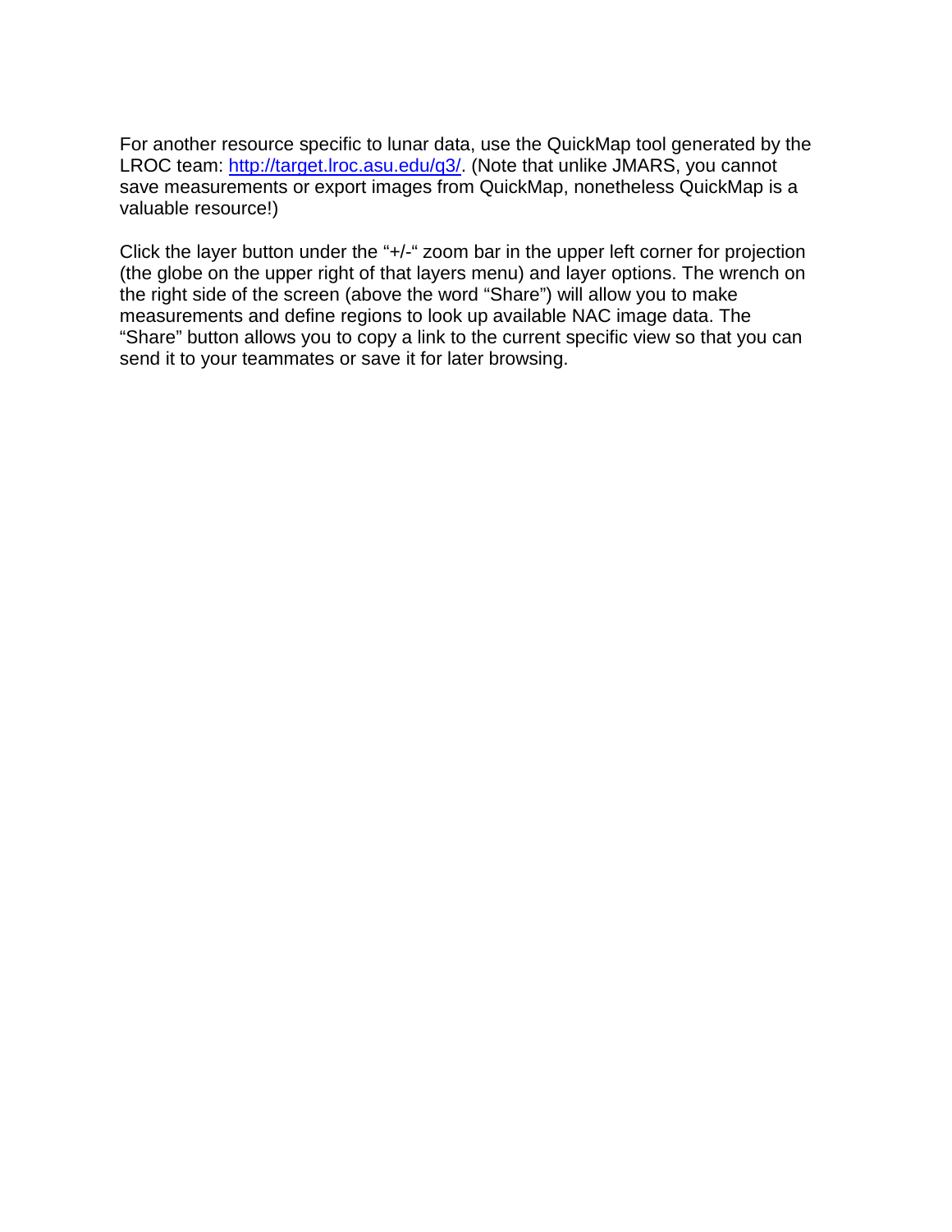For another resource specific to lunar data, use the QuickMap tool generated by the LROC team: [http://target.lroc.asu.edu/q3/](http://target.lroc.asu.edu/q3/). (Note that unlike JMARS, you cannot save measurements or export images from QuickMap, nonetheless QuickMap is a valuable resource!)

Click the layer button under the "+/-" zoom bar in the upper left corner for projection (the globe on the upper right of that layers menu) and layer options. The wrench on the right side of the screen (above the word "Share") will allow you to make measurements and define regions to look up available NAC image data. The "Share" button allows you to copy a link to the current specific view so that you can send it to your teammates or save it for later browsing.